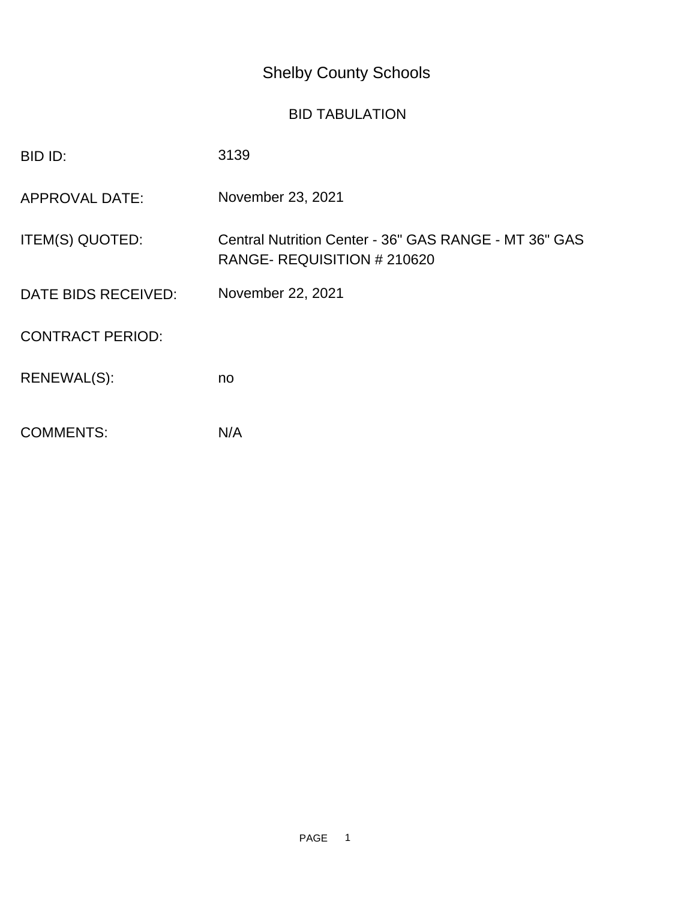# Shelby County Schools

## BID TABULATION

| | |
|---|---|
| BID ID: | 3139 |
| APPROVAL DATE: | November 23, 2021 |
| ITEM(S) QUOTED: | Central Nutrition Center - 36" GAS RANGE - MT 36" GAS RANGE- REQUISITION # 210620 |
| DATE BIDS RECEIVED: | November 22, 2021 |
| CONTRACT PERIOD: | |
| RENEWAL(S): | no |
| COMMENTS: | N/A |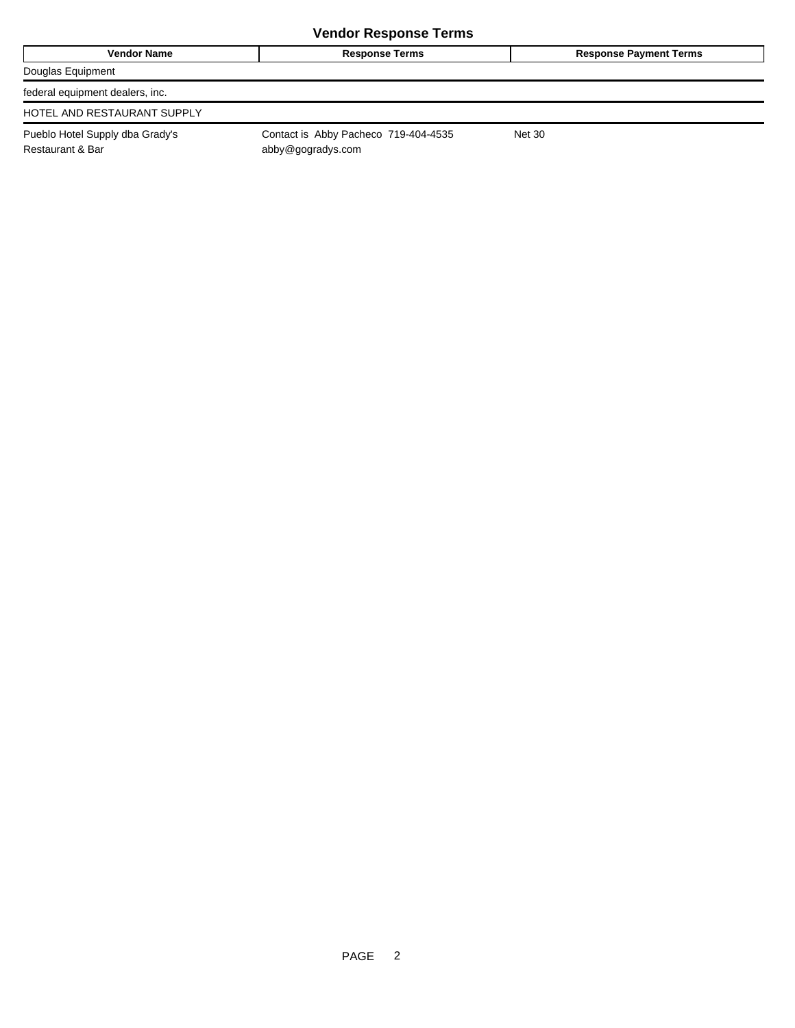## Vendor Response Terms

| Vendor Name | Response Terms | Response Payment Terms |
|---|---|---|
| Douglas Equipment | | |
| federal equipment dealers, inc. | | |
| HOTEL AND RESTAURANT SUPPLY | | |
| Pueblo Hotel Supply dba Grady's Restaurant & Bar | Contact is Abby Pacheco 719-404-4535 abby@gogradys.com | Net 30 |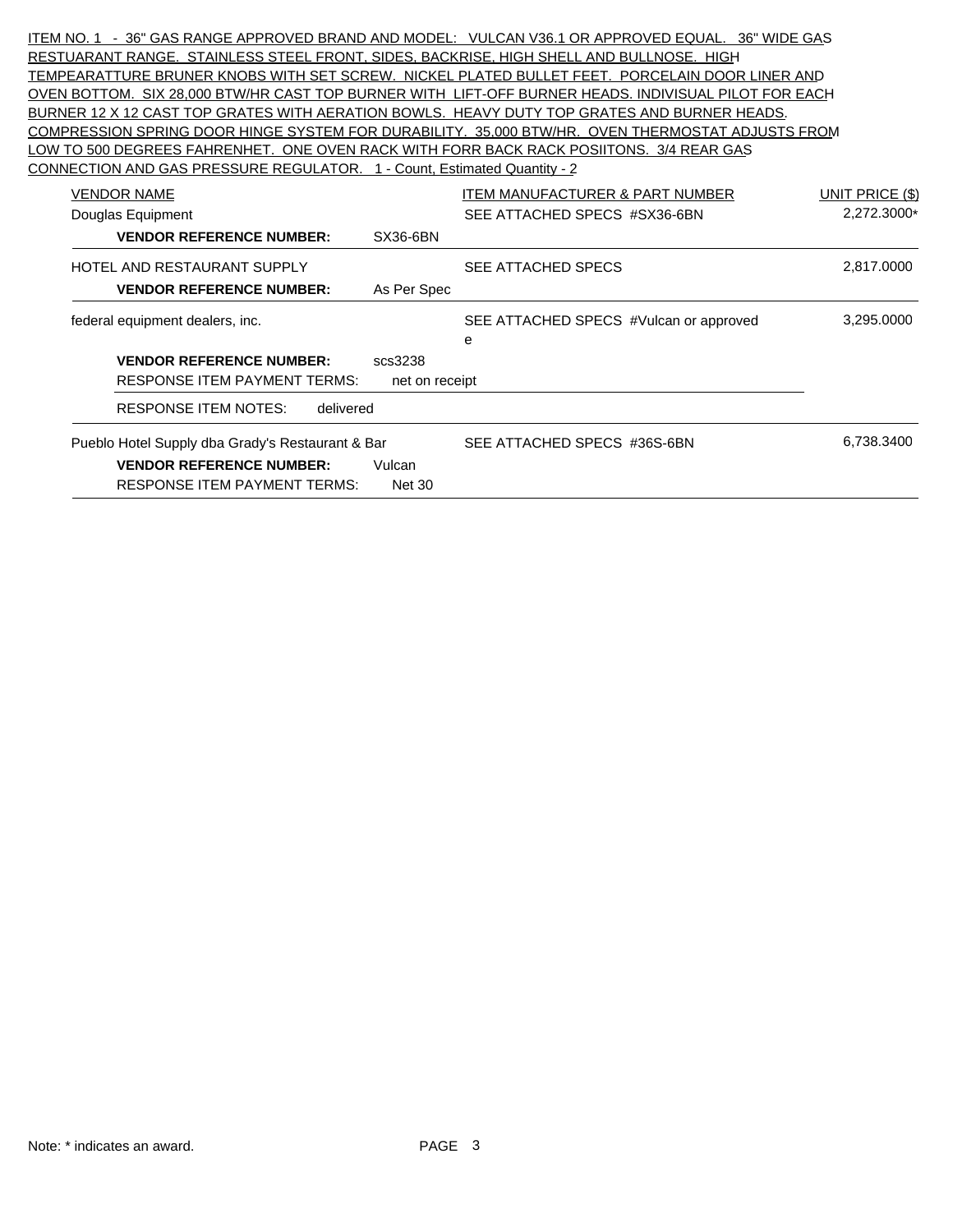ITEM NO. 1 - 36" GAS RANGE APPROVED BRAND AND MODEL: VULCAN V36.1 OR APPROVED EQUAL. 36" WIDE GAS RESTUARANT RANGE. STAINLESS STEEL FRONT, SIDES, BACKRISE, HIGH SHELL AND BULLNOSE. HIGH TEMPEARATTURE BRUNER KNOBS WITH SET SCREW. NICKEL PLATED BULLET FEET. PORCELAIN DOOR LINER AND OVEN BOTTOM. SIX 28,000 BTW/HR CAST TOP BURNER WITH LIFT-OFF BURNER HEADS. INDIVISUAL PILOT FOR EACH BURNER 12 X 12 CAST TOP GRATES WITH AERATION BOWLS. HEAVY DUTY TOP GRATES AND BURNER HEADS. COMPRESSION SPRING DOOR HINGE SYSTEM FOR DURABILITY. 35,000 BTW/HR. OVEN THERMOSTAT ADJUSTS FROM LOW TO 500 DEGREES FAHRENHET. ONE OVEN RACK WITH FORR BACK RACK POSIITONS. 3/4 REAR GAS CONNECTION AND GAS PRESSURE REGULATOR. 1 - Count, Estimated Quantity - 2

| VENDOR NAME | | ITEM MANUFACTURER & PART NUMBER | UNIT PRICE ($) |
|---|---|---|---|
| Douglas Equipment | | SEE ATTACHED SPECS #SX36-6BN | 2,272.3000* |
| **VENDOR REFERENCE NUMBER:** | SX36-6BN | | |
| HOTEL AND RESTAURANT SUPPLY | | SEE ATTACHED SPECS | 2,817.0000 |
| **VENDOR REFERENCE NUMBER:** | As Per Spec | | |
| federal equipment dealers, inc. | | SEE ATTACHED SPECS #Vulcan or approved e | 3,295.0000 |
| **VENDOR REFERENCE NUMBER:** | scs3238 | | |
| RESPONSE ITEM PAYMENT TERMS: | net on receipt | | |
| RESPONSE ITEM NOTES: | delivered | | |
| Pueblo Hotel Supply dba Grady's Restaurant & Bar | | SEE ATTACHED SPECS #36S-6BN | 6,738.3400 |
| **VENDOR REFERENCE NUMBER:** | Vulcan | | |
| RESPONSE ITEM PAYMENT TERMS: | Net 30 | | |

Note: * indicates an award.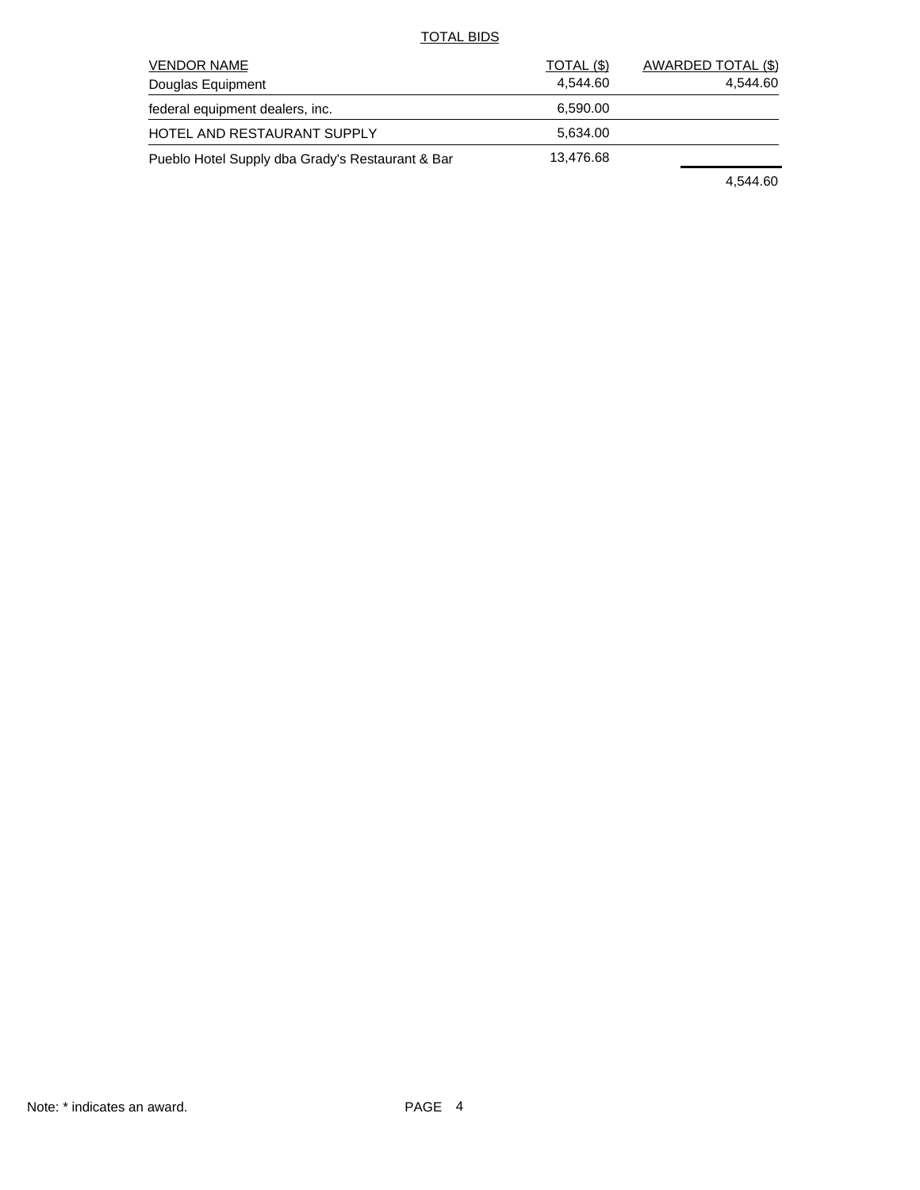TOTAL BIDS

| VENDOR NAME | TOTAL ($) | AWARDED TOTAL ($) |
|---|---|---|
| Douglas Equipment | 4,544.60 | 4,544.60 |
| federal equipment dealers, inc. | 6,590.00 | |
| HOTEL AND RESTAURANT SUPPLY | 5,634.00 | |
| Pueblo Hotel Supply dba Grady's Restaurant & Bar | 13,476.68 | |
| | | 4,544.60 |

Note: * indicates an award.